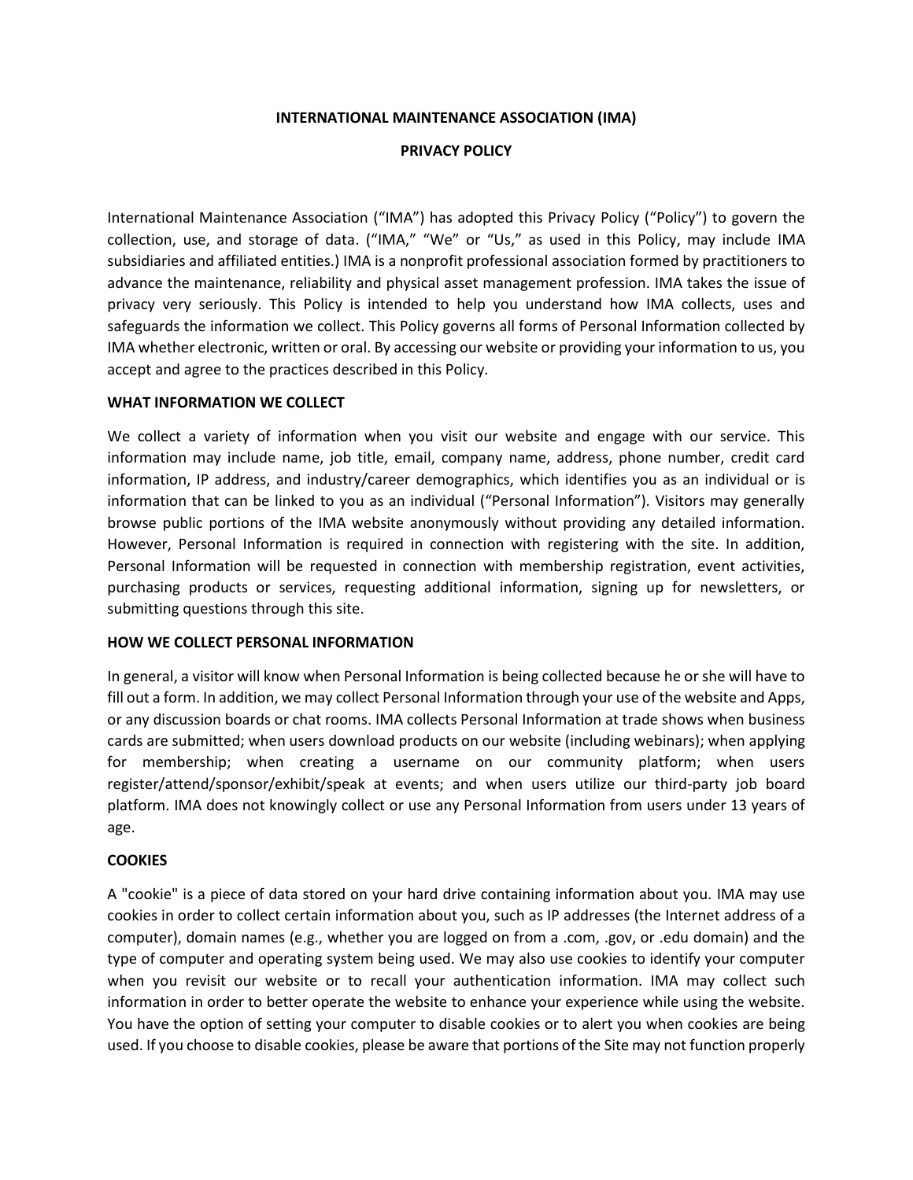# INTERNATIONAL MAINTENANCE ASSOCIATION (IMA)

## PRIVACY POLICY

International Maintenance Association ("IMA") has adopted this Privacy Policy ("Policy") to govern the collection, use, and storage of data. ("IMA," "We" or "Us," as used in this Policy, may include IMA subsidiaries and affiliated entities.) IMA is a nonprofit professional association formed by practitioners to advance the maintenance, reliability and physical asset management profession. IMA takes the issue of privacy very seriously. This Policy is intended to help you understand how IMA collects, uses and safeguards the information we collect. This Policy governs all forms of Personal Information collected by IMA whether electronic, written or oral. By accessing our website or providing your information to us, you accept and agree to the practices described in this Policy.

### WHAT INFORMATION WE COLLECT

We collect a variety of information when you visit our website and engage with our service. This information may include name, job title, email, company name, address, phone number, credit card information, IP address, and industry/career demographics, which identifies you as an individual or is information that can be linked to you as an individual ("Personal Information"). Visitors may generally browse public portions of the IMA website anonymously without providing any detailed information. However, Personal Information is required in connection with registering with the site. In addition, Personal Information will be requested in connection with membership registration, event activities, purchasing products or services, requesting additional information, signing up for newsletters, or submitting questions through this site.

### HOW WE COLLECT PERSONAL INFORMATION

In general, a visitor will know when Personal Information is being collected because he or she will have to fill out a form. In addition, we may collect Personal Information through your use of the website and Apps, or any discussion boards or chat rooms. IMA collects Personal Information at trade shows when business cards are submitted; when users download products on our website (including webinars); when applying for membership; when creating a username on our community platform; when users register/attend/sponsor/exhibit/speak at events; and when users utilize our third-party job board platform. IMA does not knowingly collect or use any Personal Information from users under 13 years of age.

### COOKIES

A "cookie" is a piece of data stored on your hard drive containing information about you. IMA may use cookies in order to collect certain information about you, such as IP addresses (the Internet address of a computer), domain names (e.g., whether you are logged on from a .com, .gov, or .edu domain) and the type of computer and operating system being used. We may also use cookies to identify your computer when you revisit our website or to recall your authentication information. IMA may collect such information in order to better operate the website to enhance your experience while using the website. You have the option of setting your computer to disable cookies or to alert you when cookies are being used. If you choose to disable cookies, please be aware that portions of the Site may not function properly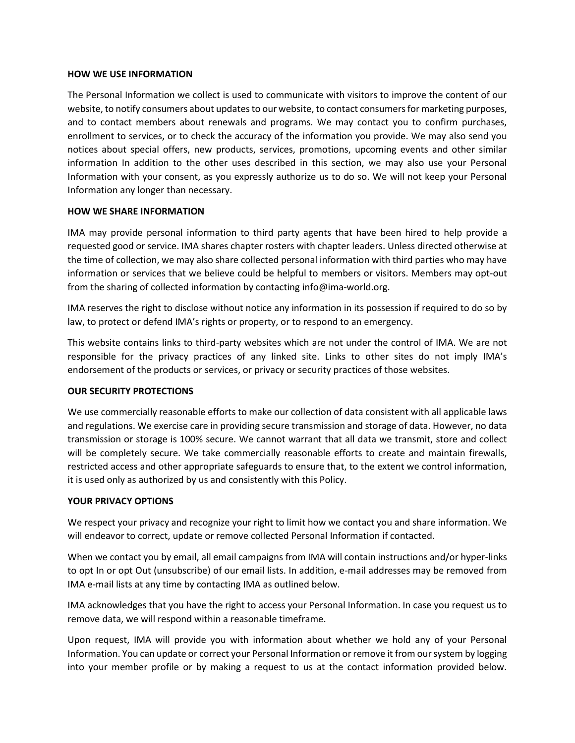**HOW WE USE INFORMATION**

The Personal Information we collect is used to communicate with visitors to improve the content of our website, to notify consumers about updates to our website, to contact consumers for marketing purposes, and to contact members about renewals and programs. We may contact you to confirm purchases, enrollment to services, or to check the accuracy of the information you provide. We may also send you notices about special offers, new products, services, promotions, upcoming events and other similar information In addition to the other uses described in this section, we may also use your Personal Information with your consent, as you expressly authorize us to do so. We will not keep your Personal Information any longer than necessary.

**HOW WE SHARE INFORMATION**

IMA may provide personal information to third party agents that have been hired to help provide a requested good or service. IMA shares chapter rosters with chapter leaders. Unless directed otherwise at the time of collection, we may also share collected personal information with third parties who may have information or services that we believe could be helpful to members or visitors. Members may opt-out from the sharing of collected information by contacting info@ima-world.org.

IMA reserves the right to disclose without notice any information in its possession if required to do so by law, to protect or defend IMA's rights or property, or to respond to an emergency.

This website contains links to third-party websites which are not under the control of IMA. We are not responsible for the privacy practices of any linked site. Links to other sites do not imply IMA's endorsement of the products or services, or privacy or security practices of those websites.

**OUR SECURITY PROTECTIONS**

We use commercially reasonable efforts to make our collection of data consistent with all applicable laws and regulations. We exercise care in providing secure transmission and storage of data. However, no data transmission or storage is 100% secure. We cannot warrant that all data we transmit, store and collect will be completely secure. We take commercially reasonable efforts to create and maintain firewalls, restricted access and other appropriate safeguards to ensure that, to the extent we control information, it is used only as authorized by us and consistently with this Policy.

**YOUR PRIVACY OPTIONS**

We respect your privacy and recognize your right to limit how we contact you and share information. We will endeavor to correct, update or remove collected Personal Information if contacted.

When we contact you by email, all email campaigns from IMA will contain instructions and/or hyper-links to opt In or opt Out (unsubscribe) of our email lists. In addition, e-mail addresses may be removed from IMA e-mail lists at any time by contacting IMA as outlined below.

IMA acknowledges that you have the right to access your Personal Information. In case you request us to remove data, we will respond within a reasonable timeframe.

Upon request, IMA will provide you with information about whether we hold any of your Personal Information. You can update or correct your Personal Information or remove it from our system by logging into your member profile or by making a request to us at the contact information provided below.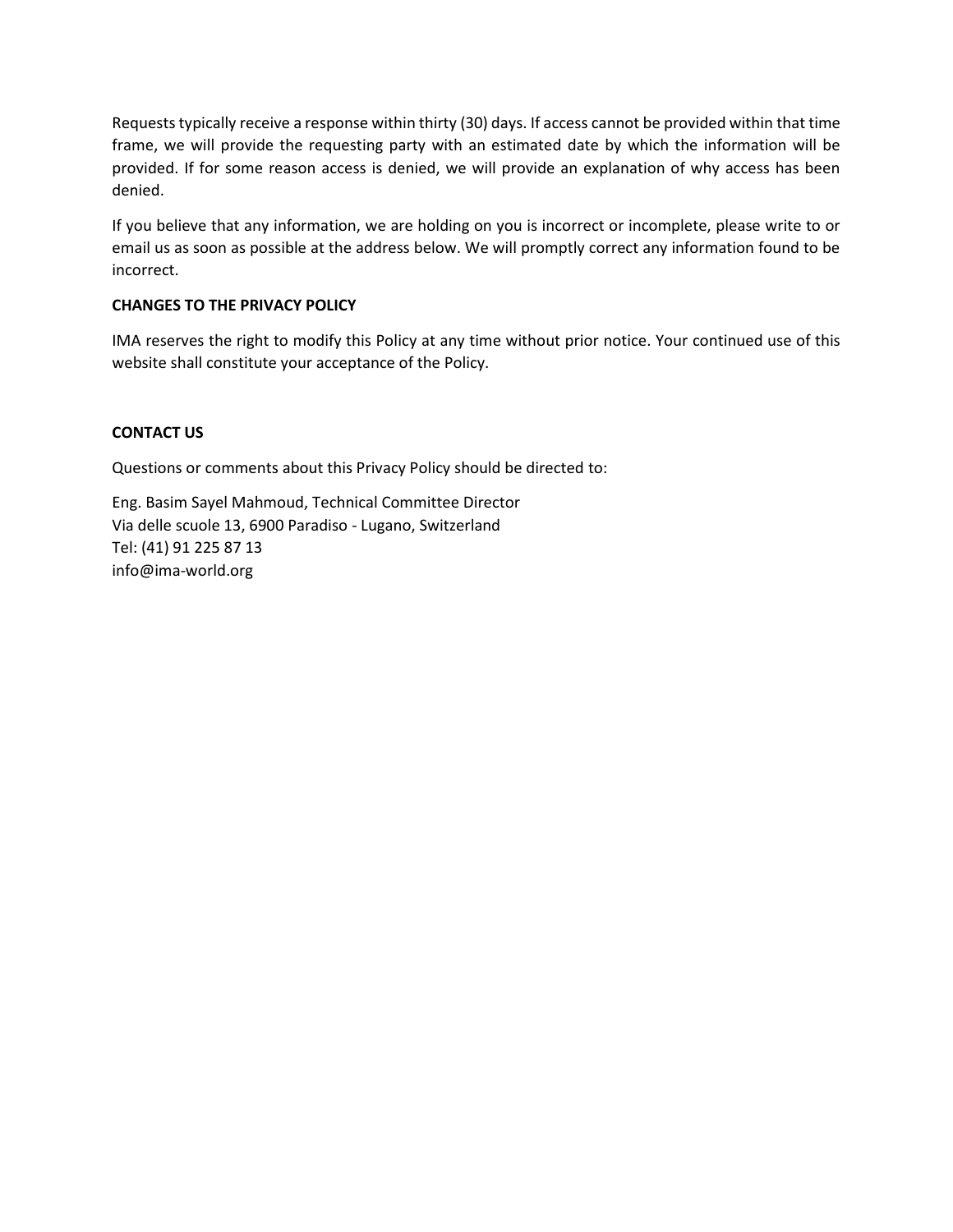Requests typically receive a response within thirty (30) days. If access cannot be provided within that time frame, we will provide the requesting party with an estimated date by which the information will be provided. If for some reason access is denied, we will provide an explanation of why access has been denied.

If you believe that any information, we are holding on you is incorrect or incomplete, please write to or email us as soon as possible at the address below. We will promptly correct any information found to be incorrect.

**CHANGES TO THE PRIVACY POLICY**

IMA reserves the right to modify this Policy at any time without prior notice. Your continued use of this website shall constitute your acceptance of the Policy.

**CONTACT US**

Questions or comments about this Privacy Policy should be directed to:

Eng. Basim Sayel Mahmoud, Technical Committee Director
Via delle scuole 13, 6900 Paradiso - Lugano, Switzerland
Tel: (41) 91 225 87 13
info@ima-world.org